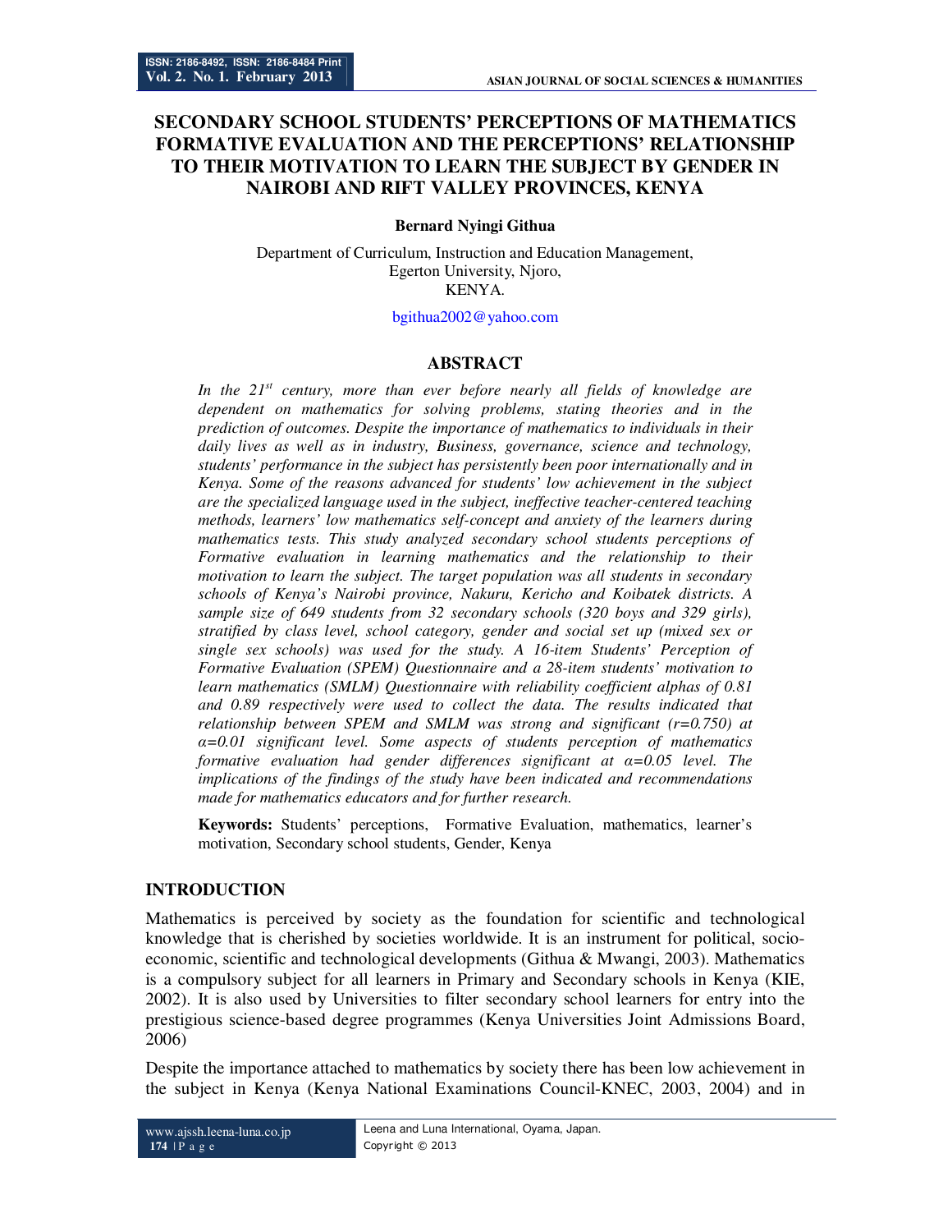# SECONDARY SCHOOL STUDENTS' PERCEPTIONS OF MATHEMATICS FORMATIVE EVALUATION AND THE PERCEPTIONS' RELATIONSHIP TO THEIR MOTIVATION TO LEARN THE SUBJECT BY GENDER IN NAIROBI AND RIFT VALLEY PROVINCES, KENYA

**Bernard Nyingi Githua**

Department of Curriculum, Instruction and Education Management,
Egerton University, Njoro,
KENYA.

bgithua2002@yahoo.com

## ABSTRACT

*In the 21st century, more than ever before nearly all fields of knowledge are dependent on mathematics for solving problems, stating theories and in the prediction of outcomes. Despite the importance of mathematics to individuals in their daily lives as well as in industry, Business, governance, science and technology, students' performance in the subject has persistently been poor internationally and in Kenya. Some of the reasons advanced for students' low achievement in the subject are the specialized language used in the subject, ineffective teacher-centered teaching methods, learners' low mathematics self-concept and anxiety of the learners during mathematics tests. This study analyzed secondary school students perceptions of Formative evaluation in learning mathematics and the relationship to their motivation to learn the subject. The target population was all students in secondary schools of Kenya's Nairobi province, Nakuru, Kericho and Koibatek districts. A sample size of 649 students from 32 secondary schools (320 boys and 329 girls), stratified by class level, school category, gender and social set up (mixed sex or single sex schools) was used for the study. A 16-item Students' Perception of Formative Evaluation (SPEM) Questionnaire and a 28-item students' motivation to learn mathematics (SMLM) Questionnaire with reliability coefficient alphas of 0.81 and 0.89 respectively were used to collect the data. The results indicated that relationship between SPEM and SMLM was strong and significant (r=0.750) at α=0.01 significant level. Some aspects of students perception of mathematics formative evaluation had gender differences significant at α=0.05 level. The implications of the findings of the study have been indicated and recommendations made for mathematics educators and for further research.*

**Keywords:** Students' perceptions, Formative Evaluation, mathematics, learner's motivation, Secondary school students, Gender, Kenya

## INTRODUCTION

Mathematics is perceived by society as the foundation for scientific and technological knowledge that is cherished by societies worldwide. It is an instrument for political, socio-economic, scientific and technological developments (Githua & Mwangi, 2003). Mathematics is a compulsory subject for all learners in Primary and Secondary schools in Kenya (KIE, 2002). It is also used by Universities to filter secondary school learners for entry into the prestigious science-based degree programmes (Kenya Universities Joint Admissions Board, 2006)

Despite the importance attached to mathematics by society there has been low achievement in the subject in Kenya (Kenya National Examinations Council-KNEC, 2003, 2004) and in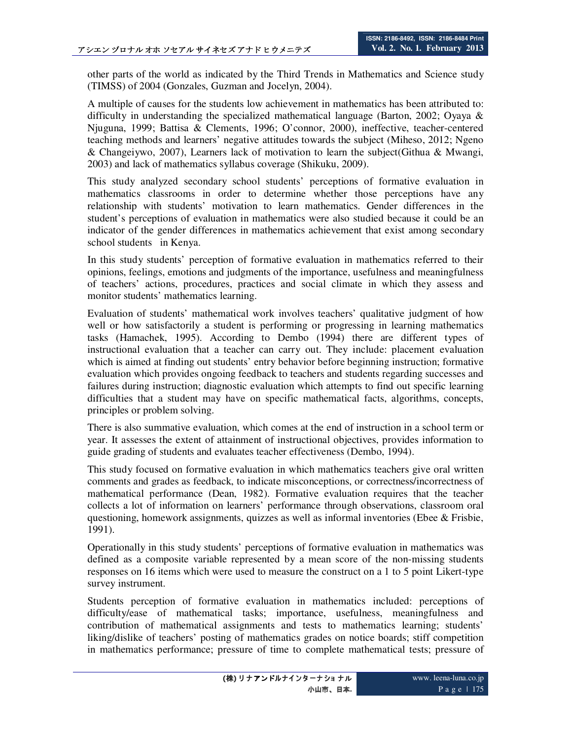other parts of the world as indicated by the Third Trends in Mathematics and Science study (TIMSS) of 2004 (Gonzales, Guzman and Jocelyn, 2004).

A multiple of causes for the students low achievement in mathematics has been attributed to: difficulty in understanding the specialized mathematical language (Barton, 2002; Oyaya & Njuguna, 1999; Battisa & Clements, 1996; O'connor, 2000), ineffective, teacher-centered teaching methods and learners' negative attitudes towards the subject (Miheso, 2012; Ngeno & Changeiywo, 2007), Learners lack of motivation to learn the subject(Githua & Mwangi, 2003) and lack of mathematics syllabus coverage (Shikuku, 2009).

This study analyzed secondary school students' perceptions of formative evaluation in mathematics classrooms in order to determine whether those perceptions have any relationship with students' motivation to learn mathematics. Gender differences in the student's perceptions of evaluation in mathematics were also studied because it could be an indicator of the gender differences in mathematics achievement that exist among secondary school students in Kenya.

In this study students' perception of formative evaluation in mathematics referred to their opinions, feelings, emotions and judgments of the importance, usefulness and meaningfulness of teachers' actions, procedures, practices and social climate in which they assess and monitor students' mathematics learning.

Evaluation of students' mathematical work involves teachers' qualitative judgment of how well or how satisfactorily a student is performing or progressing in learning mathematics tasks (Hamachek, 1995). According to Dembo (1994) there are different types of instructional evaluation that a teacher can carry out. They include: placement evaluation which is aimed at finding out students' entry behavior before beginning instruction; formative evaluation which provides ongoing feedback to teachers and students regarding successes and failures during instruction; diagnostic evaluation which attempts to find out specific learning difficulties that a student may have on specific mathematical facts, algorithms, concepts, principles or problem solving.

There is also summative evaluation, which comes at the end of instruction in a school term or year. It assesses the extent of attainment of instructional objectives, provides information to guide grading of students and evaluates teacher effectiveness (Dembo, 1994).

This study focused on formative evaluation in which mathematics teachers give oral written comments and grades as feedback, to indicate misconceptions, or correctness/incorrectness of mathematical performance (Dean, 1982). Formative evaluation requires that the teacher collects a lot of information on learners' performance through observations, classroom oral questioning, homework assignments, quizzes as well as informal inventories (Ebee & Frisbie, 1991).

Operationally in this study students' perceptions of formative evaluation in mathematics was defined as a composite variable represented by a mean score of the non-missing students responses on 16 items which were used to measure the construct on a 1 to 5 point Likert-type survey instrument.

Students perception of formative evaluation in mathematics included: perceptions of difficulty/ease of mathematical tasks; importance, usefulness, meaningfulness and contribution of mathematical assignments and tests to mathematics learning; students' liking/dislike of teachers' posting of mathematics grades on notice boards; stiff competition in mathematics performance; pressure of time to complete mathematical tests; pressure of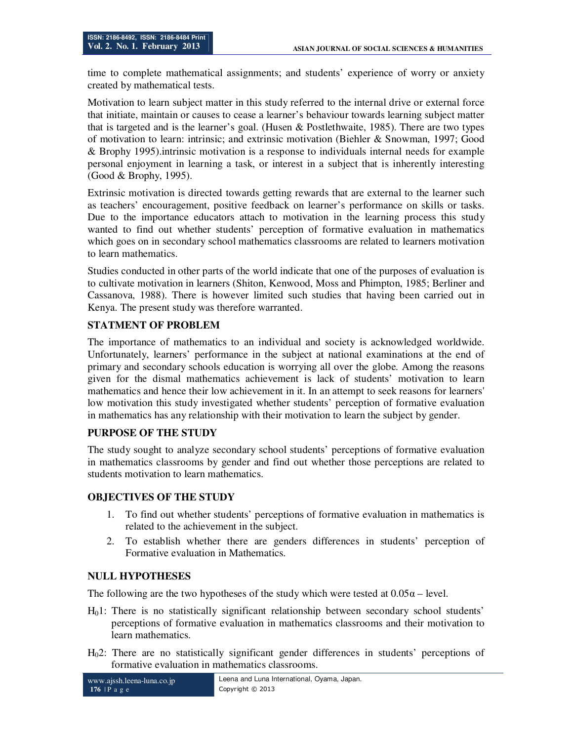time to complete mathematical assignments; and students' experience of worry or anxiety created by mathematical tests.

Motivation to learn subject matter in this study referred to the internal drive or external force that initiate, maintain or causes to cease a learner's behaviour towards learning subject matter that is targeted and is the learner's goal. (Husen & Postlethwaite, 1985). There are two types of motivation to learn: intrinsic; and extrinsic motivation (Biehler & Snowman, 1997; Good & Brophy 1995).intrinsic motivation is a response to individuals internal needs for example personal enjoyment in learning a task, or interest in a subject that is inherently interesting (Good & Brophy, 1995).

Extrinsic motivation is directed towards getting rewards that are external to the learner such as teachers' encouragement, positive feedback on learner's performance on skills or tasks. Due to the importance educators attach to motivation in the learning process this study wanted to find out whether students' perception of formative evaluation in mathematics which goes on in secondary school mathematics classrooms are related to learners motivation to learn mathematics.

Studies conducted in other parts of the world indicate that one of the purposes of evaluation is to cultivate motivation in learners (Shiton, Kenwood, Moss and Phimpton, 1985; Berliner and Cassanova, 1988). There is however limited such studies that having been carried out in Kenya. The present study was therefore warranted.

## STATMENT OF PROBLEM

The importance of mathematics to an individual and society is acknowledged worldwide. Unfortunately, learners' performance in the subject at national examinations at the end of primary and secondary schools education is worrying all over the globe. Among the reasons given for the dismal mathematics achievement is lack of students' motivation to learn mathematics and hence their low achievement in it. In an attempt to seek reasons for learners' low motivation this study investigated whether students' perception of formative evaluation in mathematics has any relationship with their motivation to learn the subject by gender.

## PURPOSE OF THE STUDY

The study sought to analyze secondary school students' perceptions of formative evaluation in mathematics classrooms by gender and find out whether those perceptions are related to students motivation to learn mathematics.

## OBJECTIVES OF THE STUDY

1. To find out whether students' perceptions of formative evaluation in mathematics is related to the achievement in the subject.
2. To establish whether there are genders differences in students' perception of Formative evaluation in Mathematics.

## NULL HYPOTHESES

The following are the two hypotheses of the study which were tested at $0.05\alpha$ – level.

$H_0$1: There is no statistically significant relationship between secondary school students' perceptions of formative evaluation in mathematics classrooms and their motivation to learn mathematics.

$H_0$2: There are no statistically significant gender differences in students' perceptions of formative evaluation in mathematics classrooms.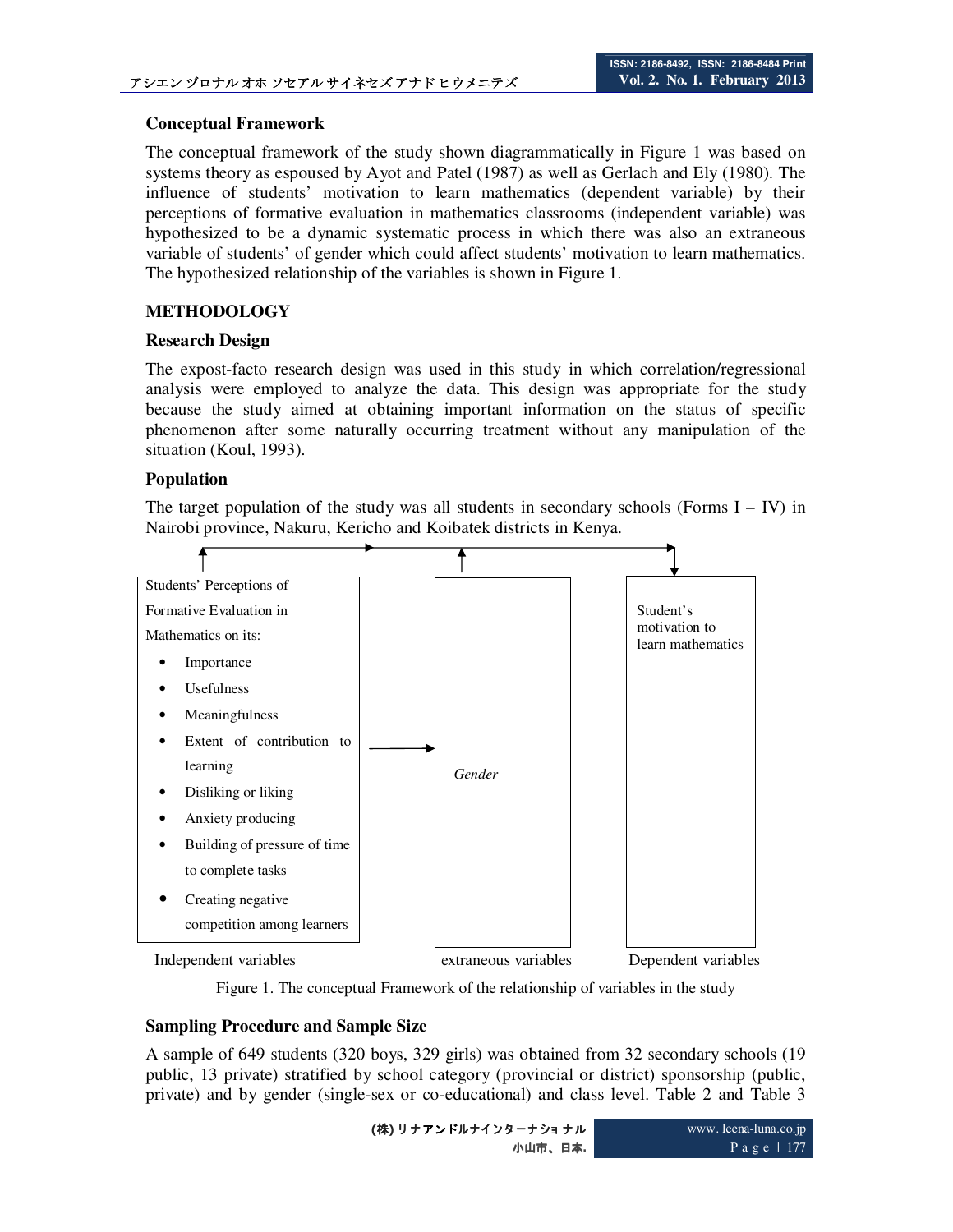### Conceptual Framework

The conceptual framework of the study shown diagrammatically in Figure 1 was based on systems theory as espoused by Ayot and Patel (1987) as well as Gerlach and Ely (1980). The influence of students' motivation to learn mathematics (dependent variable) by their perceptions of formative evaluation in mathematics classrooms (independent variable) was hypothesized to be a dynamic systematic process in which there was also an extraneous variable of students' of gender which could affect students' motivation to learn mathematics. The hypothesized relationship of the variables is shown in Figure 1.

## METHODOLOGY

### Research Design

The expost-facto research design was used in this study in which correlation/regressional analysis were employed to analyze the data. This design was appropriate for the study because the study aimed at obtaining important information on the status of specific phenomenon after some naturally occurring treatment without any manipulation of the situation (Koul, 1993).

### Population

The target population of the study was all students in secondary schools (Forms I – IV) in Nairobi province, Nakuru, Kericho and Koibatek districts in Kenya.

| Independent variables | extraneous variables | Dependent variables |
|---|---|---|
| Students' Perceptions of Formative Evaluation in Mathematics on its:<br>• Importance<br>• Usefulness<br>• Meaningfulness<br>• Extent of contribution to learning<br>• Disliking or liking<br>• Anxiety producing<br>• Building of pressure of time to complete tasks<br>• Creating negative competition among learners | *Gender* | Student's motivation to learn mathematics |

Figure 1. The conceptual Framework of the relationship of variables in the study

### Sampling Procedure and Sample Size

A sample of 649 students (320 boys, 329 girls) was obtained from 32 secondary schools (19 public, 13 private) stratified by school category (provincial or district) sponsorship (public, private) and by gender (single-sex or co-educational) and class level. Table 2 and Table 3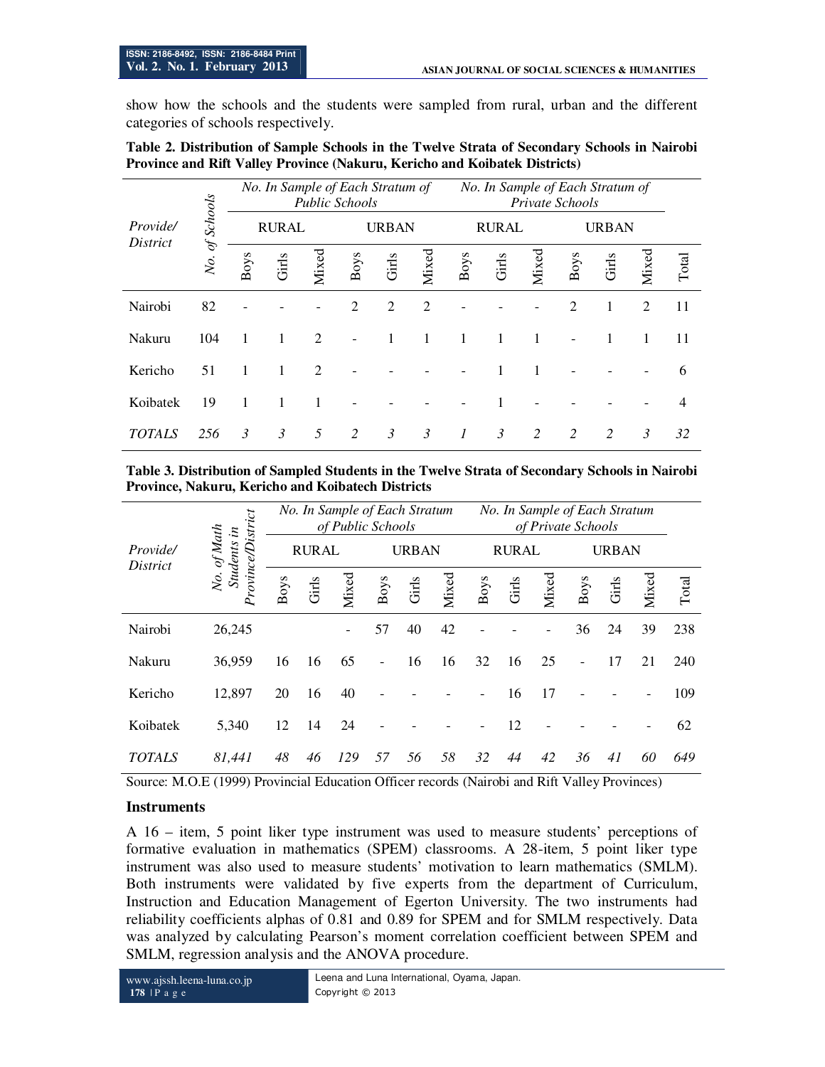show how the schools and the students were sampled from rural, urban and the different categories of schools respectively.

**Table 2. Distribution of Sample Schools in the Twelve Strata of Secondary Schools in Nairobi Province and Rift Valley Province (Nakuru, Kericho and Koibatek Districts)**

| *Provide/ District* | *No. of Schools* | *No. In Sample of Each Stratum of Public Schools* | | | | | | *No. In Sample of Each Stratum of Private Schools* | | | | | | |
|---|---|---|---|---|---|---|---|---|---|---|---|---|---|---|
| | | RURAL | | | URBAN | | | RURAL | | | URBAN | | | |
| | | Boys | Girls | Mixed | Boys | Girls | Mixed | Boys | Girls | Mixed | Boys | Girls | Mixed | Total |
| Nairobi | 82 | - | - | - | 2 | 2 | 2 | - | - | - | 2 | 1 | 2 | 11 |
| Nakuru | 104 | 1 | 1 | 2 | - | 1 | 1 | 1 | 1 | 1 | - | 1 | 1 | 11 |
| Kericho | 51 | 1 | 1 | 2 | - | - | - | - | 1 | 1 | - | - | - | 6 |
| Koibatek | 19 | 1 | 1 | 1 | - | - | - | - | 1 | - | - | - | - | 4 |
| *TOTALS* | *256* | *3* | *3* | *5* | *2* | *3* | *3* | *1* | *3* | *2* | *2* | *2* | *3* | *32* |

**Table 3. Distribution of Sampled Students in the Twelve Strata of Secondary Schools in Nairobi Province, Nakuru, Kericho and Koibatech Districts**

| *Provide/ District* | *No. of Math Students in Province/District* | *No. In Sample of Each Stratum of Public Schools* | | | | | | *No. In Sample of Each Stratum of Private Schools* | | | | | | |
|---|---|---|---|---|---|---|---|---|---|---|---|---|---|---|
| | | RURAL | | | URBAN | | | RURAL | | | URBAN | | | |
| | | Boys | Girls | Mixed | Boys | Girls | Mixed | Boys | Girls | Mixed | Boys | Girls | Mixed | Total |
| Nairobi | 26,245 | | | - | 57 | 40 | 42 | - | - | - | 36 | 24 | 39 | 238 |
| Nakuru | 36,959 | 16 | 16 | 65 | - | 16 | 16 | 32 | 16 | 25 | - | 17 | 21 | 240 |
| Kericho | 12,897 | 20 | 16 | 40 | - | - | - | - | 16 | 17 | - | - | - | 109 |
| Koibatek | 5,340 | 12 | 14 | 24 | - | - | - | - | 12 | - | - | - | - | 62 |
| *TOTALS* | *81,441* | *48* | *46* | *129* | *57* | *56* | *58* | *32* | *44* | *42* | *36* | *41* | *60* | *649* |

Source: M.O.E (1999) Provincial Education Officer records (Nairobi and Rift Valley Provinces)

### Instruments

A 16 – item, 5 point liker type instrument was used to measure students' perceptions of formative evaluation in mathematics (SPEM) classrooms. A 28-item, 5 point liker type instrument was also used to measure students' motivation to learn mathematics (SMLM). Both instruments were validated by five experts from the department of Curriculum, Instruction and Education Management of Egerton University. The two instruments had reliability coefficients alphas of 0.81 and 0.89 for SPEM and for SMLM respectively. Data was analyzed by calculating Pearson's moment correlation coefficient between SPEM and SMLM, regression analysis and the ANOVA procedure.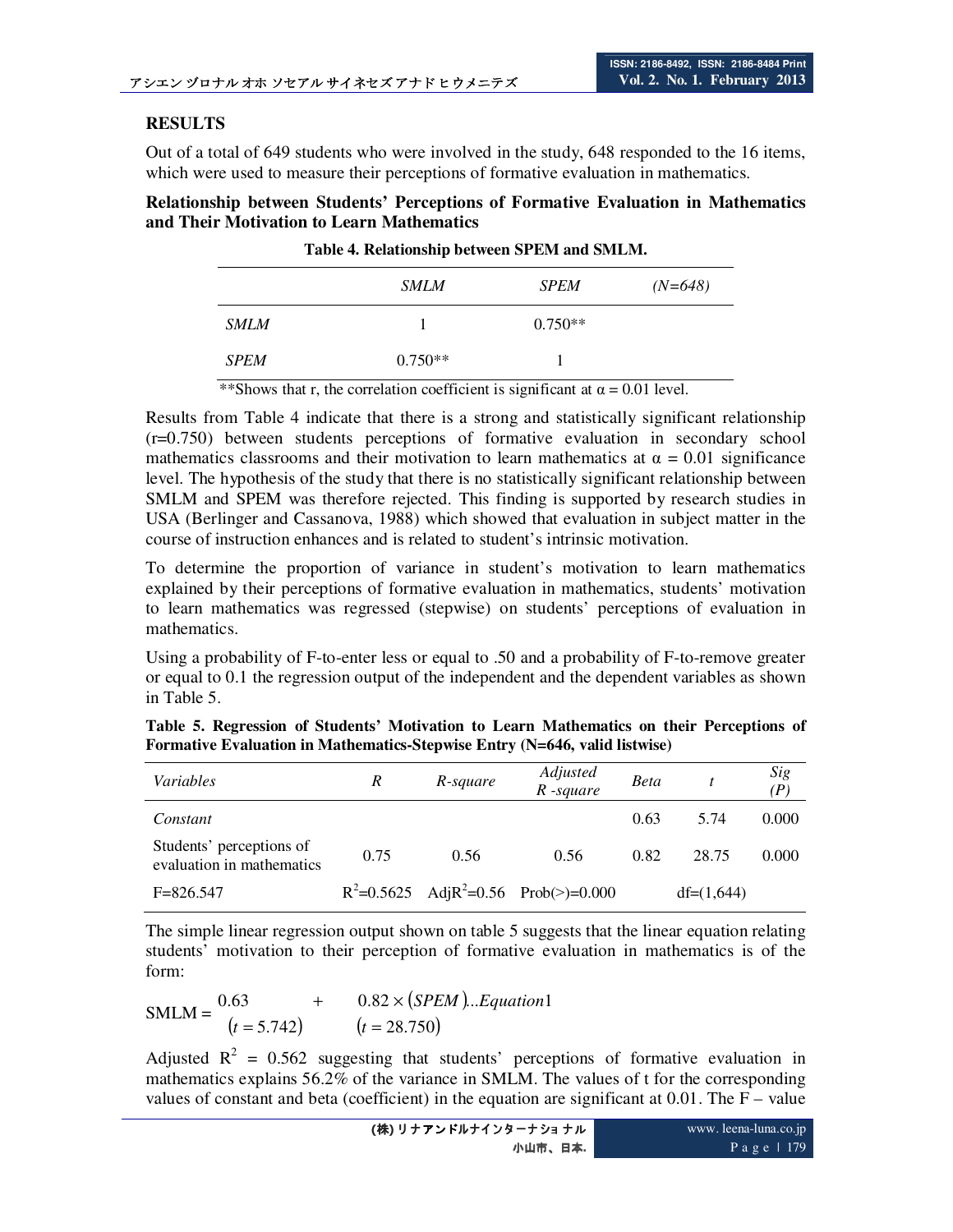## RESULTS

Out of a total of 649 students who were involved in the study, 648 responded to the 16 items, which were used to measure their perceptions of formative evaluation in mathematics.

### Relationship between Students' Perceptions of Formative Evaluation in Mathematics and Their Motivation to Learn Mathematics

**Table 4. Relationship between SPEM and SMLM.**

| | *SMLM* | *SPEM* | *(N=648)* |
|---|---|---|---|
| *SMLM* | 1 | 0.750** | |
| *SPEM* | 0.750** | 1 | |

**Shows that r, the correlation coefficient is significant at $\alpha = 0.01$ level.

Results from Table 4 indicate that there is a strong and statistically significant relationship (r=0.750) between students perceptions of formative evaluation in secondary school mathematics classrooms and their motivation to learn mathematics at $\alpha = 0.01$ significance level. The hypothesis of the study that there is no statistically significant relationship between SMLM and SPEM was therefore rejected. This finding is supported by research studies in USA (Berlinger and Cassanova, 1988) which showed that evaluation in subject matter in the course of instruction enhances and is related to student's intrinsic motivation.

To determine the proportion of variance in student's motivation to learn mathematics explained by their perceptions of formative evaluation in mathematics, students' motivation to learn mathematics was regressed (stepwise) on students' perceptions of evaluation in mathematics.

Using a probability of F-to-enter less or equal to .50 and a probability of F-to-remove greater or equal to 0.1 the regression output of the independent and the dependent variables as shown in Table 5.

**Table 5. Regression of Students' Motivation to Learn Mathematics on their Perceptions of Formative Evaluation in Mathematics-Stepwise Entry (N=646, valid listwise)**

| *Variables* | *R* | *R-square* | *Adjusted R -square* | *Beta* | *t* | *Sig (P)* |
|---|---|---|---|---|---|---|
| *Constant* | | | | 0.63 | 5.74 | 0.000 |
| Students' perceptions of evaluation in mathematics | 0.75 | 0.56 | 0.56 | 0.82 | 28.75 | 0.000 |
| F=826.547 | $R^2$=0.5625 | Adj$R^2$=0.56 | Prob(>)=0.000 | | df=(1,644) | |

The simple linear regression output shown on table 5 suggests that the linear equation relating students' motivation to their perception of formative evaluation in mathematics is of the form:

$$\text{SMLM} = \underset{(t=5.742)}{0.63} + \underset{(t=28.750)}{0.82 \times (SPEM)} ...Equation1$$

Adjusted $R^2$ = 0.562 suggesting that students' perceptions of formative evaluation in mathematics explains 56.2% of the variance in SMLM. The values of t for the corresponding values of constant and beta (coefficient) in the equation are significant at 0.01. The F – value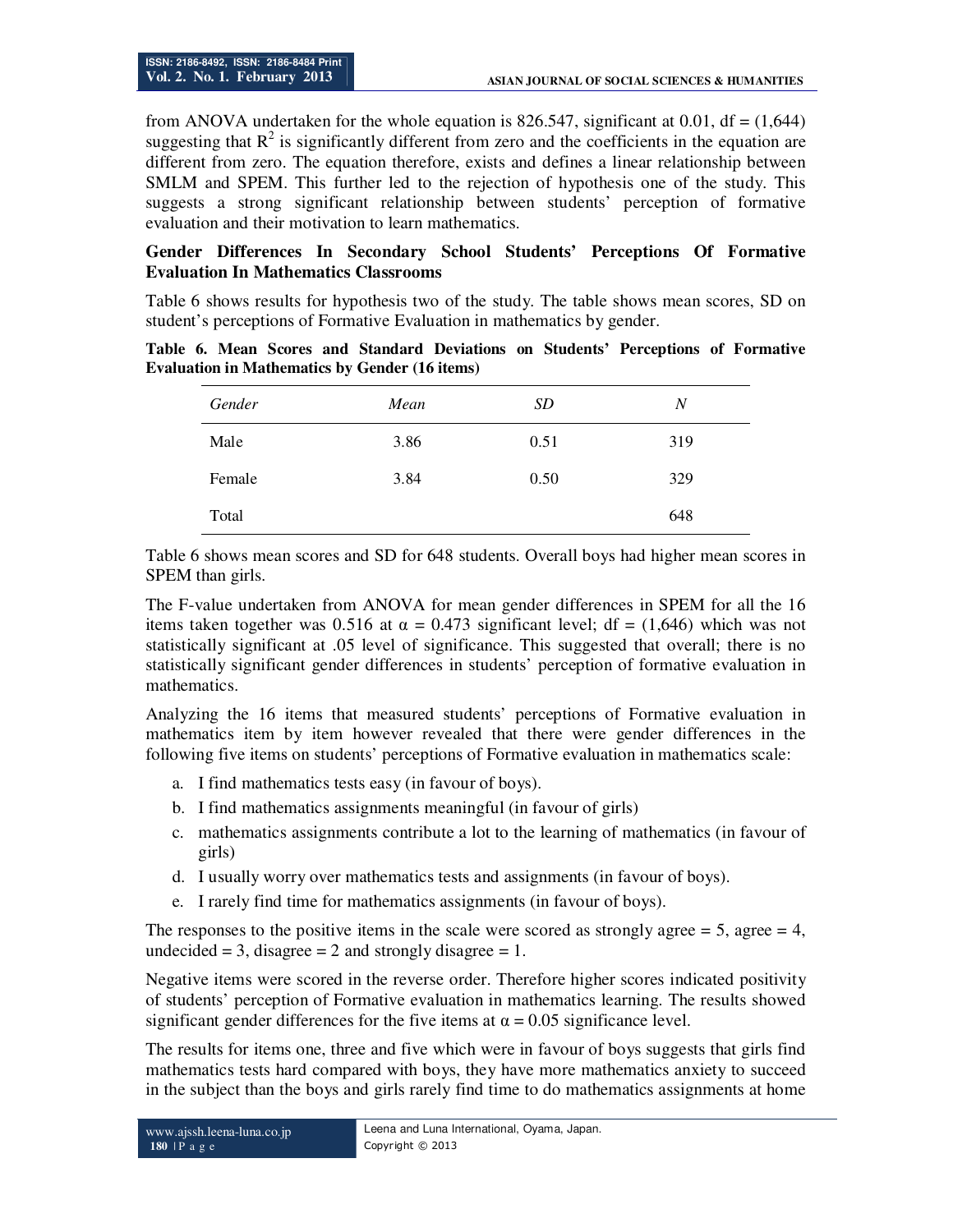from ANOVA undertaken for the whole equation is 826.547, significant at 0.01, df = (1,644) suggesting that $R^2$ is significantly different from zero and the coefficients in the equation are different from zero. The equation therefore, exists and defines a linear relationship between SMLM and SPEM. This further led to the rejection of hypothesis one of the study. This suggests a strong significant relationship between students' perception of formative evaluation and their motivation to learn mathematics.

### Gender Differences In Secondary School Students' Perceptions Of Formative Evaluation In Mathematics Classrooms

Table 6 shows results for hypothesis two of the study. The table shows mean scores, SD on student's perceptions of Formative Evaluation in mathematics by gender.

**Table 6. Mean Scores and Standard Deviations on Students' Perceptions of Formative Evaluation in Mathematics by Gender (16 items)**

| *Gender* | *Mean* | *SD* | *N* |
|---|---|---|---|
| Male | 3.86 | 0.51 | 319 |
| Female | 3.84 | 0.50 | 329 |
| Total | | | 648 |

Table 6 shows mean scores and SD for 648 students. Overall boys had higher mean scores in SPEM than girls.

The F-value undertaken from ANOVA for mean gender differences in SPEM for all the 16 items taken together was 0.516 at $\alpha = 0.473$ significant level; df = (1,646) which was not statistically significant at .05 level of significance. This suggested that overall; there is no statistically significant gender differences in students' perception of formative evaluation in mathematics.

Analyzing the 16 items that measured students' perceptions of Formative evaluation in mathematics item by item however revealed that there were gender differences in the following five items on students' perceptions of Formative evaluation in mathematics scale:

a. I find mathematics tests easy (in favour of boys).
b. I find mathematics assignments meaningful (in favour of girls)
c. mathematics assignments contribute a lot to the learning of mathematics (in favour of girls)
d. I usually worry over mathematics tests and assignments (in favour of boys).
e. I rarely find time for mathematics assignments (in favour of boys).

The responses to the positive items in the scale were scored as strongly agree = 5, agree = 4, undecided = 3, disagree = 2 and strongly disagree = 1.

Negative items were scored in the reverse order. Therefore higher scores indicated positivity of students' perception of Formative evaluation in mathematics learning. The results showed significant gender differences for the five items at $\alpha = 0.05$ significance level.

The results for items one, three and five which were in favour of boys suggests that girls find mathematics tests hard compared with boys, they have more mathematics anxiety to succeed in the subject than the boys and girls rarely find time to do mathematics assignments at home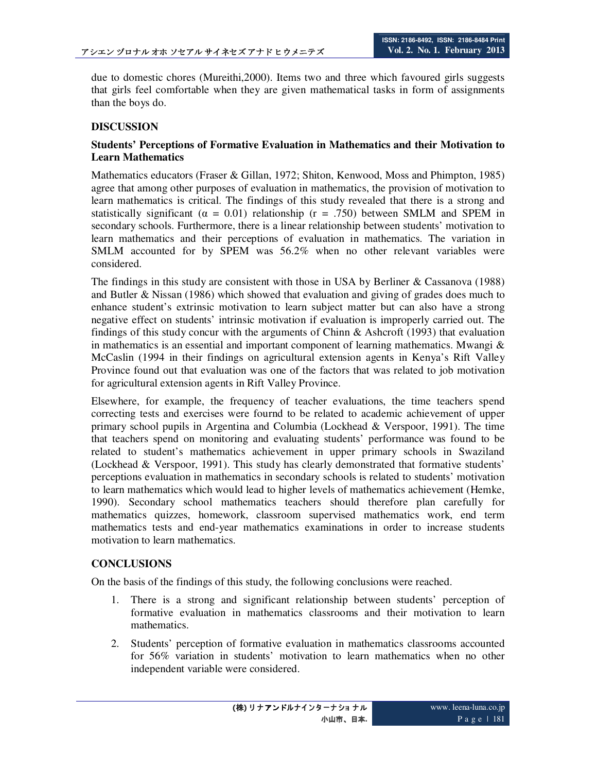due to domestic chores (Mureithi,2000). Items two and three which favoured girls suggests that girls feel comfortable when they are given mathematical tasks in form of assignments than the boys do.

## DISCUSSION

### Students' Perceptions of Formative Evaluation in Mathematics and their Motivation to Learn Mathematics

Mathematics educators (Fraser & Gillan, 1972; Shiton, Kenwood, Moss and Phimpton, 1985) agree that among other purposes of evaluation in mathematics, the provision of motivation to learn mathematics is critical. The findings of this study revealed that there is a strong and statistically significant ($\alpha = 0.01$) relationship ($r = .750$) between SMLM and SPEM in secondary schools. Furthermore, there is a linear relationship between students' motivation to learn mathematics and their perceptions of evaluation in mathematics. The variation in SMLM accounted for by SPEM was 56.2% when no other relevant variables were considered.

The findings in this study are consistent with those in USA by Berliner & Cassanova (1988) and Butler & Nissan (1986) which showed that evaluation and giving of grades does much to enhance student's extrinsic motivation to learn subject matter but can also have a strong negative effect on students' intrinsic motivation if evaluation is improperly carried out. The findings of this study concur with the arguments of Chinn & Ashcroft (1993) that evaluation in mathematics is an essential and important component of learning mathematics. Mwangi & McCaslin (1994 in their findings on agricultural extension agents in Kenya's Rift Valley Province found out that evaluation was one of the factors that was related to job motivation for agricultural extension agents in Rift Valley Province.

Elsewhere, for example, the frequency of teacher evaluations, the time teachers spend correcting tests and exercises were fournd to be related to academic achievement of upper primary school pupils in Argentina and Columbia (Lockhead & Verspoor, 1991). The time that teachers spend on monitoring and evaluating students' performance was found to be related to student's mathematics achievement in upper primary schools in Swaziland (Lockhead & Verspoor, 1991). This study has clearly demonstrated that formative students' perceptions evaluation in mathematics in secondary schools is related to students' motivation to learn mathematics which would lead to higher levels of mathematics achievement (Hemke, 1990). Secondary school mathematics teachers should therefore plan carefully for mathematics quizzes, homework, classroom supervised mathematics work, end term mathematics tests and end-year mathematics examinations in order to increase students motivation to learn mathematics.

## CONCLUSIONS

On the basis of the findings of this study, the following conclusions were reached.

1. There is a strong and significant relationship between students' perception of formative evaluation in mathematics classrooms and their motivation to learn mathematics.
2. Students' perception of formative evaluation in mathematics classrooms accounted for 56% variation in students' motivation to learn mathematics when no other independent variable were considered.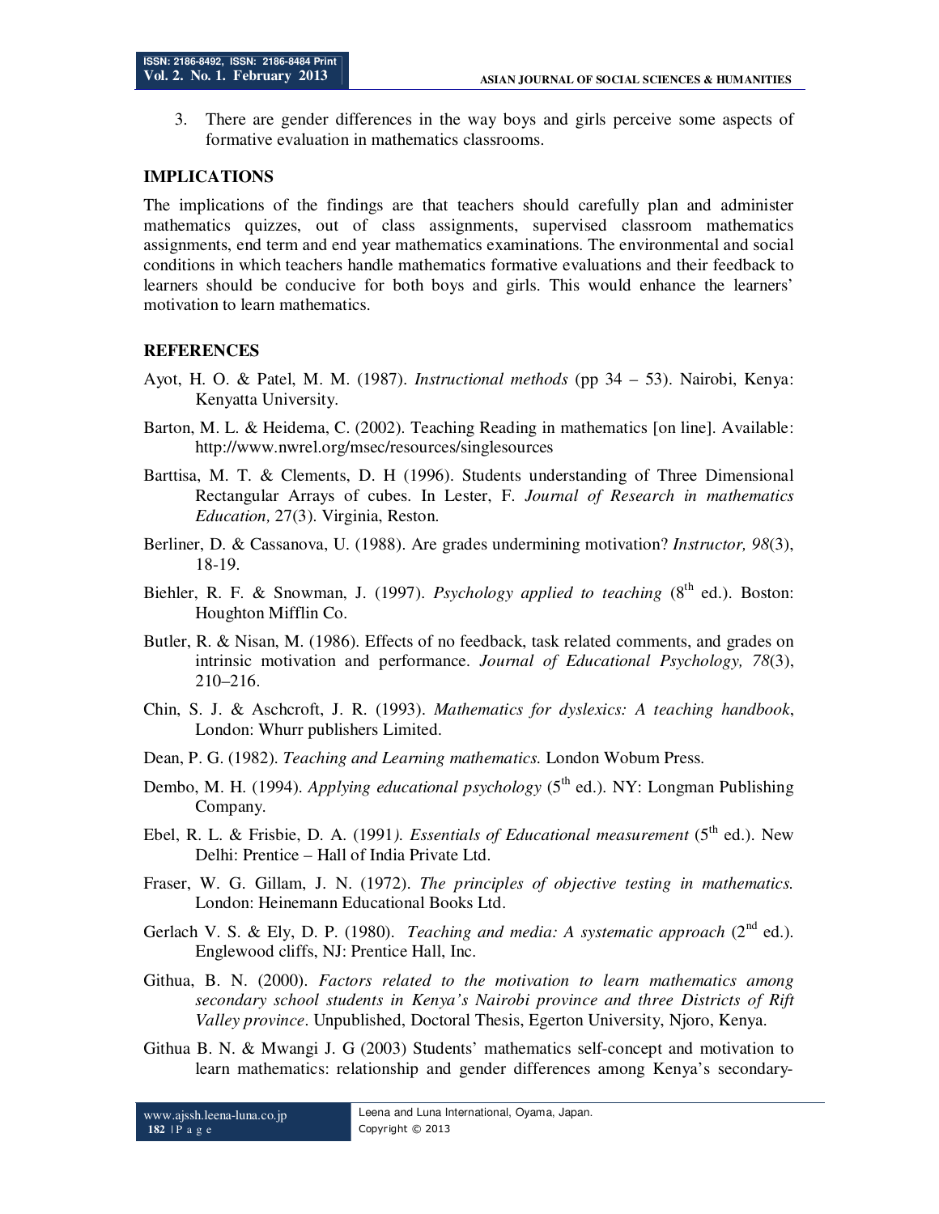3. There are gender differences in the way boys and girls perceive some aspects of formative evaluation in mathematics classrooms.

## IMPLICATIONS

The implications of the findings are that teachers should carefully plan and administer mathematics quizzes, out of class assignments, supervised classroom mathematics assignments, end term and end year mathematics examinations. The environmental and social conditions in which teachers handle mathematics formative evaluations and their feedback to learners should be conducive for both boys and girls. This would enhance the learners' motivation to learn mathematics.

## REFERENCES

Ayot, H. O. & Patel, M. M. (1987). *Instructional methods* (pp 34 – 53). Nairobi, Kenya: Kenyatta University.

Barton, M. L. & Heidema, C. (2002). Teaching Reading in mathematics [on line]. Available: http://www.nwrel.org/msec/resources/singlesources

Barttisa, M. T. & Clements, D. H (1996). Students understanding of Three Dimensional Rectangular Arrays of cubes. In Lester, F. *Journal of Research in mathematics Education,* 27(3). Virginia, Reston.

Berliner, D. & Cassanova, U. (1988). Are grades undermining motivation? *Instructor, 98*(3), 18-19.

Biehler, R. F. & Snowman, J. (1997). *Psychology applied to teaching* (8th ed.). Boston: Houghton Mifflin Co.

Butler, R. & Nisan, M. (1986). Effects of no feedback, task related comments, and grades on intrinsic motivation and performance. *Journal of Educational Psychology, 78*(3), 210–216.

Chin, S. J. & Aschcroft, J. R. (1993). *Mathematics for dyslexics: A teaching handbook*, London: Whurr publishers Limited.

Dean, P. G. (1982). *Teaching and Learning mathematics.* London Wobum Press.

Dembo, M. H. (1994). *Applying educational psychology* (5th ed.). NY: Longman Publishing Company.

Ebel, R. L. & Frisbie, D. A. (1991*). Essentials of Educational measurement* (5th ed.). New Delhi: Prentice – Hall of India Private Ltd.

Fraser, W. G. Gillam, J. N. (1972). *The principles of objective testing in mathematics.* London: Heinemann Educational Books Ltd.

Gerlach V. S. & Ely, D. P. (1980). *Teaching and media: A systematic approach* (2nd ed.). Englewood cliffs, NJ: Prentice Hall, Inc.

Githua, B. N. (2000). *Factors related to the motivation to learn mathematics among secondary school students in Kenya's Nairobi province and three Districts of Rift Valley province*. Unpublished, Doctoral Thesis, Egerton University, Njoro, Kenya.

Githua B. N. & Mwangi J. G (2003) Students' mathematics self-concept and motivation to learn mathematics: relationship and gender differences among Kenya's secondary-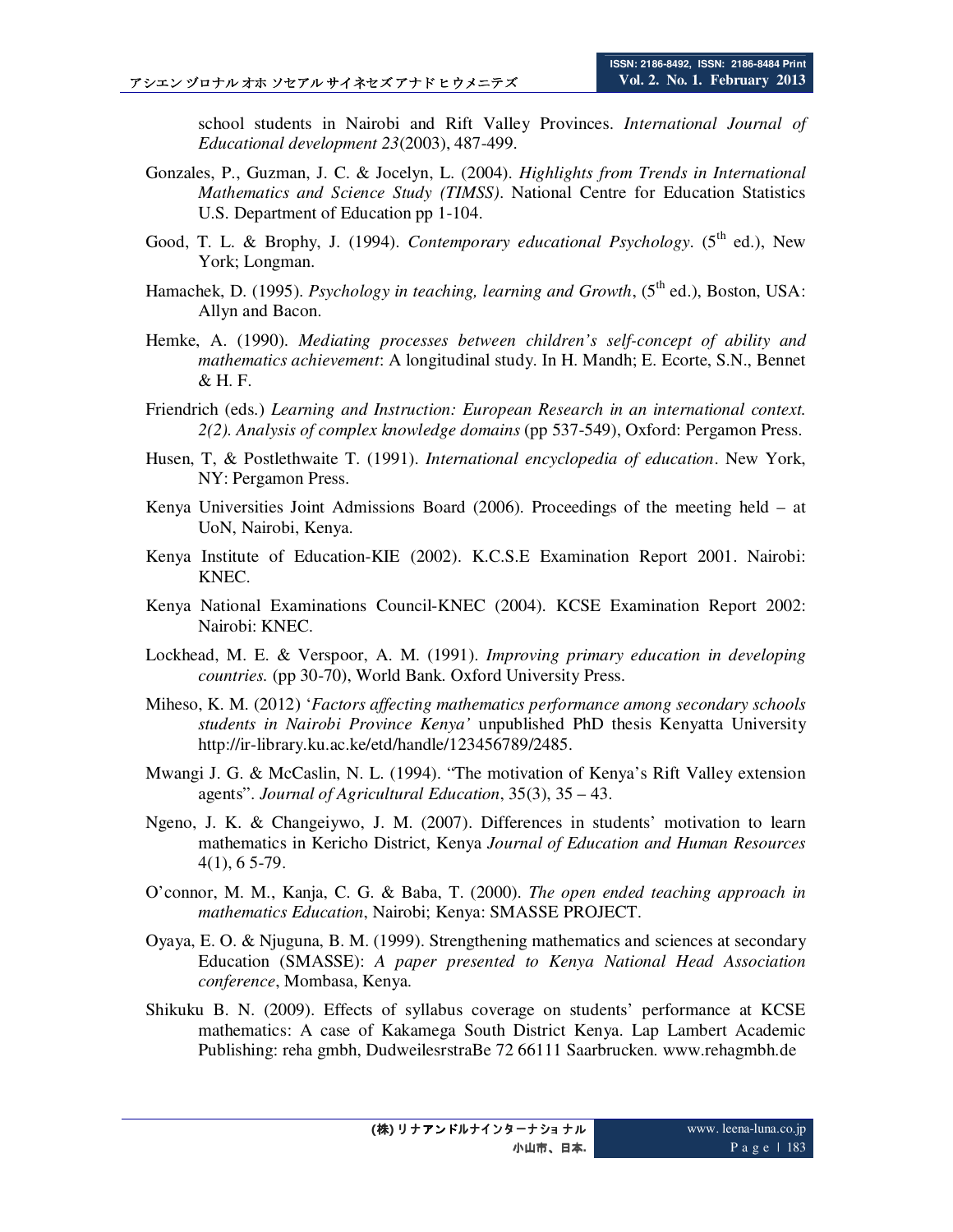school students in Nairobi and Rift Valley Provinces. *International Journal of Educational development 23*(2003), 487-499.

Gonzales, P., Guzman, J. C. & Jocelyn, L. (2004). *Highlights from Trends in International Mathematics and Science Study (TIMSS)*. National Centre for Education Statistics U.S. Department of Education pp 1-104.

Good, T. L. & Brophy, J. (1994). *Contemporary educational Psychology*. (5th ed.), New York; Longman.

Hamachek, D. (1995). *Psychology in teaching, learning and Growth*, (5th ed.), Boston, USA: Allyn and Bacon.

Hemke, A. (1990). *Mediating processes between children's self-concept of ability and mathematics achievement*: A longitudinal study. In H. Mandh; E. Ecorte, S.N., Bennet & H. F.

Friendrich (eds.) *Learning and Instruction: European Research in an international context. 2(2). Analysis of complex knowledge domains* (pp 537-549), Oxford: Pergamon Press.

Husen, T, & Postlethwaite T. (1991). *International encyclopedia of education*. New York, NY: Pergamon Press.

Kenya Universities Joint Admissions Board (2006). Proceedings of the meeting held – at UoN, Nairobi, Kenya.

Kenya Institute of Education-KIE (2002). K.C.S.E Examination Report 2001. Nairobi: KNEC.

Kenya National Examinations Council-KNEC (2004). KCSE Examination Report 2002: Nairobi: KNEC.

Lockhead, M. E. & Verspoor, A. M. (1991). *Improving primary education in developing countries.* (pp 30-70), World Bank. Oxford University Press.

Miheso, K. M. (2012) '*Factors affecting mathematics performance among secondary schools students in Nairobi Province Kenya'* unpublished PhD thesis Kenyatta University http://ir-library.ku.ac.ke/etd/handle/123456789/2485.

Mwangi J. G. & McCaslin, N. L. (1994). "The motivation of Kenya's Rift Valley extension agents". *Journal of Agricultural Education*, 35(3), 35 – 43.

Ngeno, J. K. & Changeiywo, J. M. (2007). Differences in students' motivation to learn mathematics in Kericho District, Kenya *Journal of Education and Human Resources* 4(1), 6 5-79.

O'connor, M. M., Kanja, C. G. & Baba, T. (2000). *The open ended teaching approach in mathematics Education*, Nairobi; Kenya: SMASSE PROJECT.

Oyaya, E. O. & Njuguna, B. M. (1999). Strengthening mathematics and sciences at secondary Education (SMASSE): *A paper presented to Kenya National Head Association conference*, Mombasa, Kenya.

Shikuku B. N. (2009). Effects of syllabus coverage on students' performance at KCSE mathematics: A case of Kakamega South District Kenya. Lap Lambert Academic Publishing: reha gmbh, DudweilesrstraBe 72 66111 Saarbrucken. www.rehagmbh.de